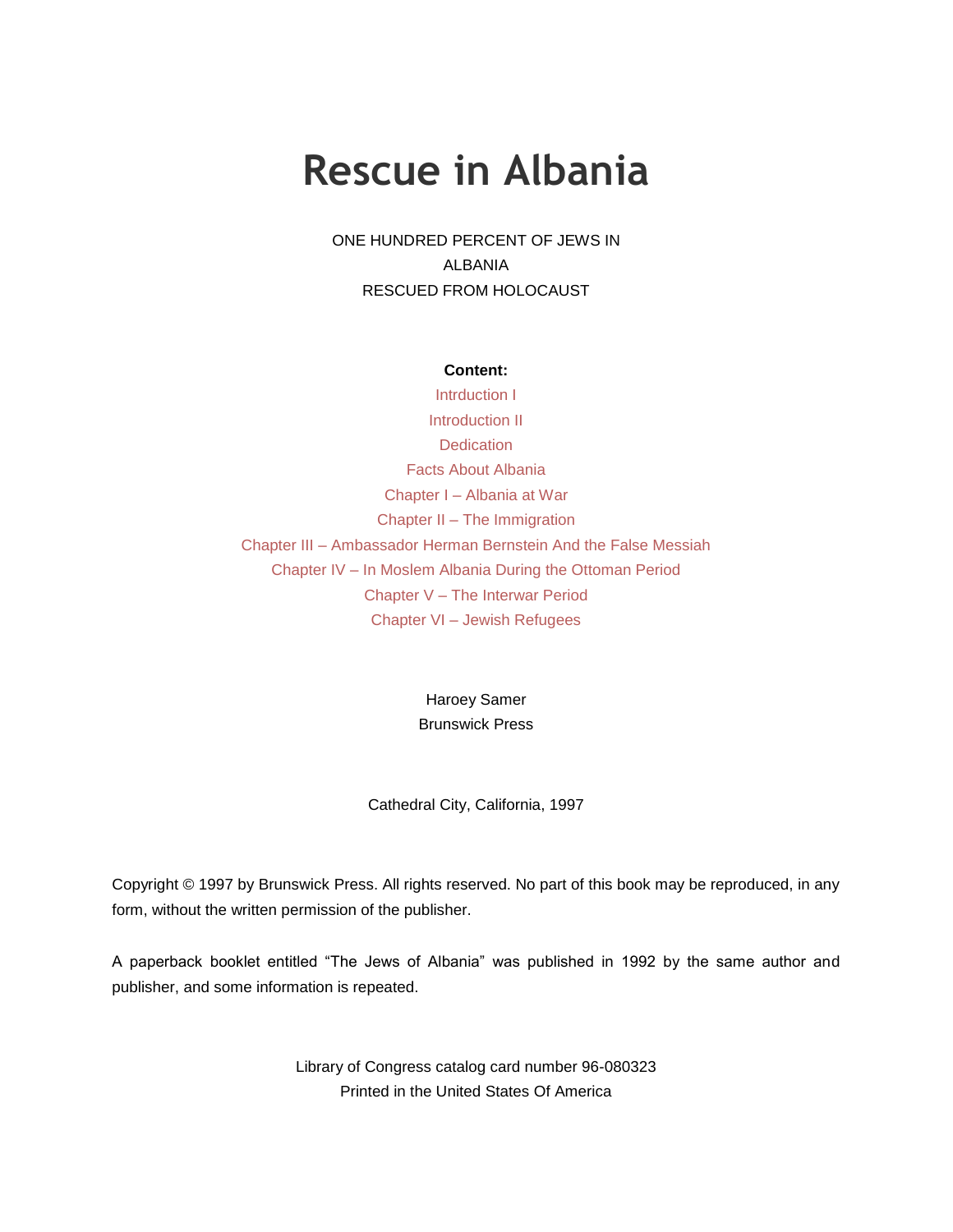# Rescue in Albania

ONE HUNDRED PERCENT OF JEWS IN
ALBANIA
RESCUED FROM HOLOCAUST

**Content:**

Intrduction I
Introduction II
Dedication
Facts About Albania
Chapter I – Albania at War
Chapter II – The Immigration
Chapter III – Ambassador Herman Bernstein And the False Messiah
Chapter IV – In Moslem Albania During the Ottoman Period
Chapter V – The Interwar Period
Chapter VI – Jewish Refugees

Haroey Samer
Brunswick Press

Cathedral City, California, 1997

Copyright © 1997 by Brunswick Press. All rights reserved. No part of this book may be reproduced, in any form, without the written permission of the publisher.

A paperback booklet entitled "The Jews of Albania" was published in 1992 by the same author and publisher, and some information is repeated.

Library of Congress catalog card number 96-080323
Printed in the United States Of America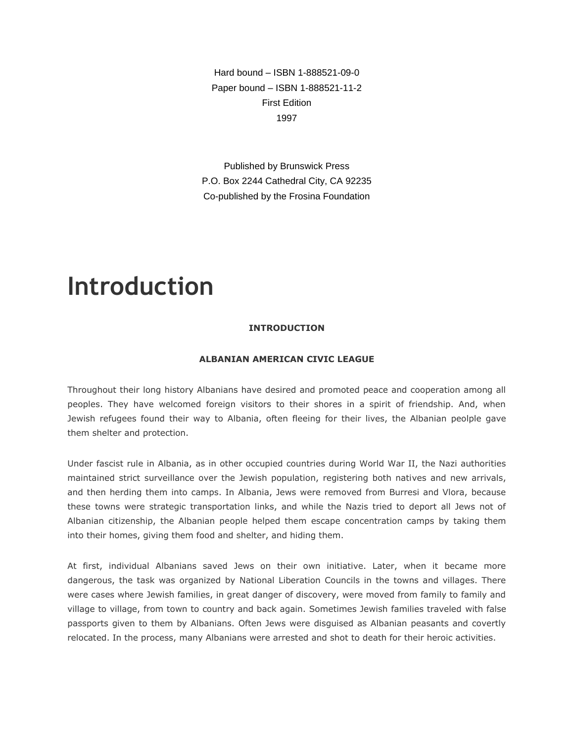Hard bound – ISBN 1-888521-09-0
Paper bound – ISBN 1-888521-11-2
First Edition
1997

Published by Brunswick Press
P.O. Box 2244 Cathedral City, CA 92235
Co-published by the Frosina Foundation

# Introduction

**INTRODUCTION**

**ALBANIAN AMERICAN CIVIC LEAGUE**

Throughout their long history Albanians have desired and promoted peace and cooperation among all peoples. They have welcomed foreign visitors to their shores in a spirit of friendship. And, when Jewish refugees found their way to Albania, often fleeing for their lives, the Albanian peolple gave them shelter and protection.

Under fascist rule in Albania, as in other occupied countries during World War II, the Nazi authorities maintained strict surveillance over the Jewish population, registering both natives and new arrivals, and then herding them into camps. In Albania, Jews were removed from Burresi and Vlora, because these towns were strategic transportation links, and while the Nazis tried to deport all Jews not of Albanian citizenship, the Albanian people helped them escape concentration camps by taking them into their homes, giving them food and shelter, and hiding them.

At first, individual Albanians saved Jews on their own initiative. Later, when it became more dangerous, the task was organized by National Liberation Councils in the towns and villages. There were cases where Jewish families, in great danger of discovery, were moved from family to family and village to village, from town to country and back again. Sometimes Jewish families traveled with false passports given to them by Albanians. Often Jews were disguised as Albanian peasants and covertly relocated. In the process, many Albanians were arrested and shot to death for their heroic activities.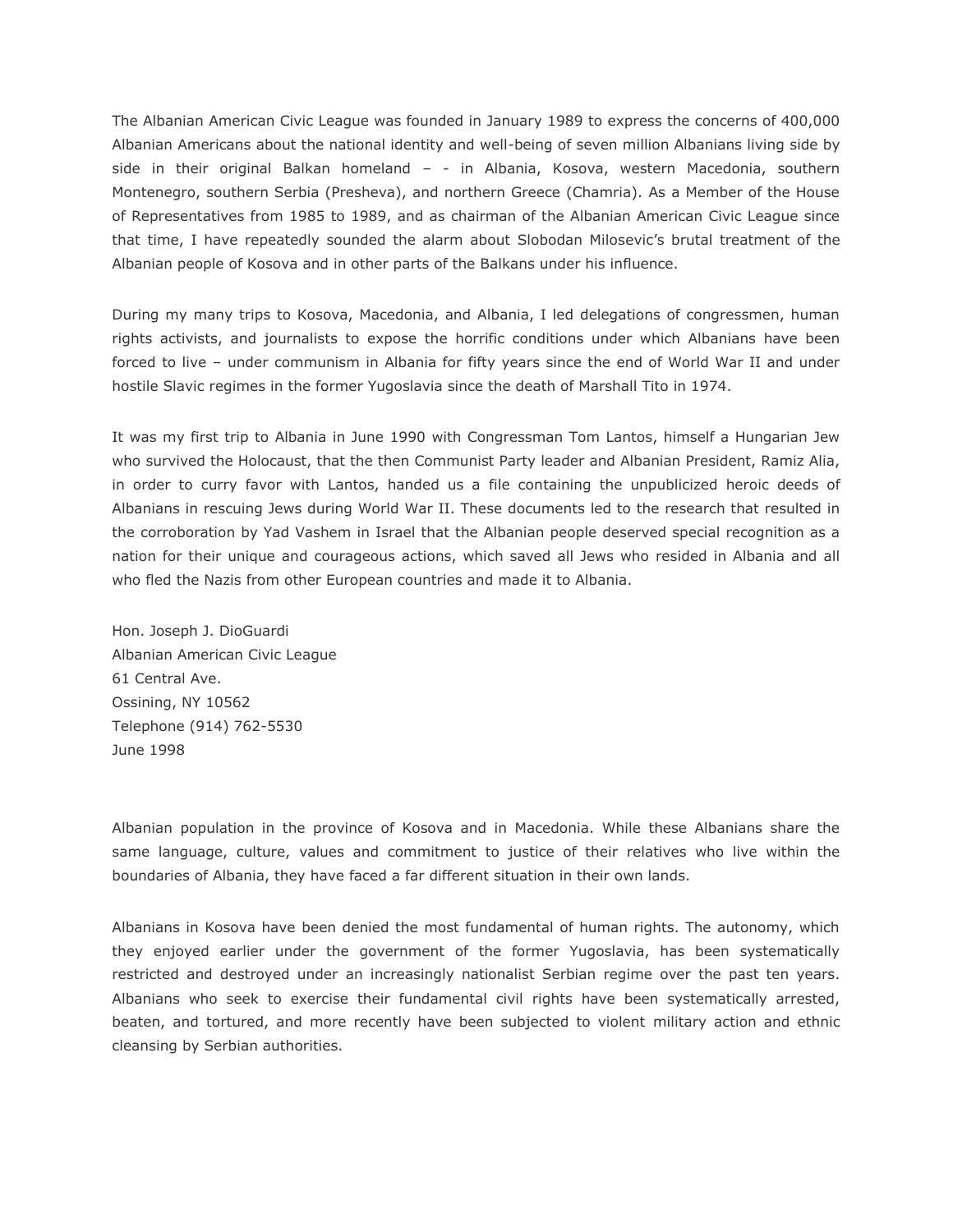The Albanian American Civic League was founded in January 1989 to express the concerns of 400,000 Albanian Americans about the national identity and well-being of seven million Albanians living side by side in their original Balkan homeland – - in Albania, Kosova, western Macedonia, southern Montenegro, southern Serbia (Presheva), and northern Greece (Chamria). As a Member of the House of Representatives from 1985 to 1989, and as chairman of the Albanian American Civic League since that time, I have repeatedly sounded the alarm about Slobodan Milosevic's brutal treatment of the Albanian people of Kosova and in other parts of the Balkans under his influence.

During my many trips to Kosova, Macedonia, and Albania, I led delegations of congressmen, human rights activists, and journalists to expose the horrific conditions under which Albanians have been forced to live – under communism in Albania for fifty years since the end of World War II and under hostile Slavic regimes in the former Yugoslavia since the death of Marshall Tito in 1974.

It was my first trip to Albania in June 1990 with Congressman Tom Lantos, himself a Hungarian Jew who survived the Holocaust, that the then Communist Party leader and Albanian President, Ramiz Alia, in order to curry favor with Lantos, handed us a file containing the unpublicized heroic deeds of Albanians in rescuing Jews during World War II. These documents led to the research that resulted in the corroboration by Yad Vashem in Israel that the Albanian people deserved special recognition as a nation for their unique and courageous actions, which saved all Jews who resided in Albania and all who fled the Nazis from other European countries and made it to Albania.

Hon. Joseph J. DioGuardi
Albanian American Civic League
61 Central Ave.
Ossining, NY 10562
Telephone (914) 762-5530
June 1998

Albanian population in the province of Kosova and in Macedonia. While these Albanians share the same language, culture, values and commitment to justice of their relatives who live within the boundaries of Albania, they have faced a far different situation in their own lands.

Albanians in Kosova have been denied the most fundamental of human rights. The autonomy, which they enjoyed earlier under the government of the former Yugoslavia, has been systematically restricted and destroyed under an increasingly nationalist Serbian regime over the past ten years. Albanians who seek to exercise their fundamental civil rights have been systematically arrested, beaten, and tortured, and more recently have been subjected to violent military action and ethnic cleansing by Serbian authorities.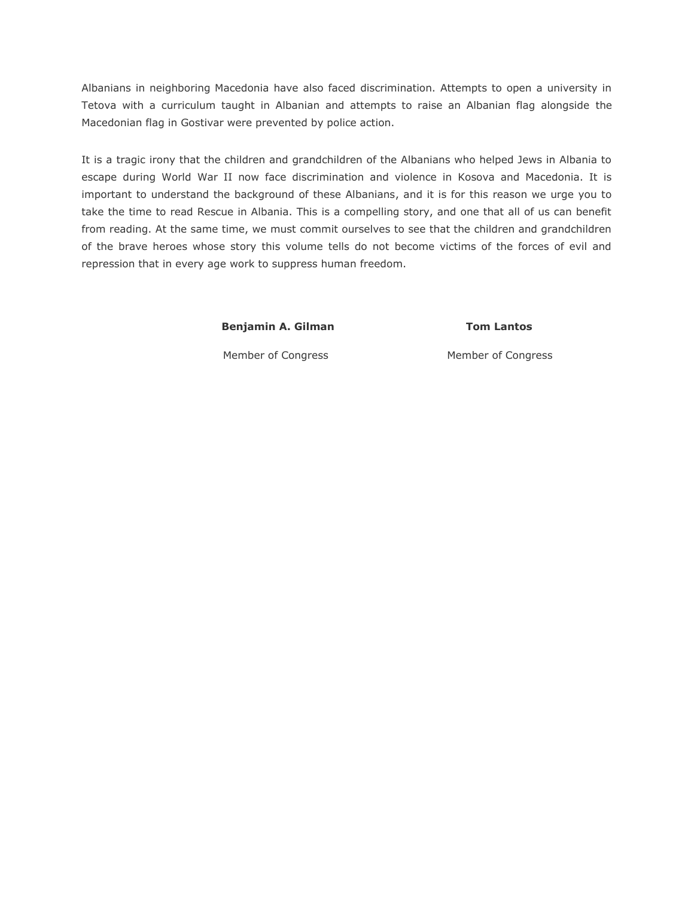Albanians in neighboring Macedonia have also faced discrimination. Attempts to open a university in Tetova with a curriculum taught in Albanian and attempts to raise an Albanian flag alongside the Macedonian flag in Gostivar were prevented by police action.

It is a tragic irony that the children and grandchildren of the Albanians who helped Jews in Albania to escape during World War II now face discrimination and violence in Kosova and Macedonia. It is important to understand the background of these Albanians, and it is for this reason we urge you to take the time to read Rescue in Albania. This is a compelling story, and one that all of us can benefit from reading. At the same time, we must commit ourselves to see that the children and grandchildren of the brave heroes whose story this volume tells do not become victims of the forces of evil and repression that in every age work to suppress human freedom.

**Benjamin A. Gilman**

Member of Congress

**Tom Lantos**

Member of Congress